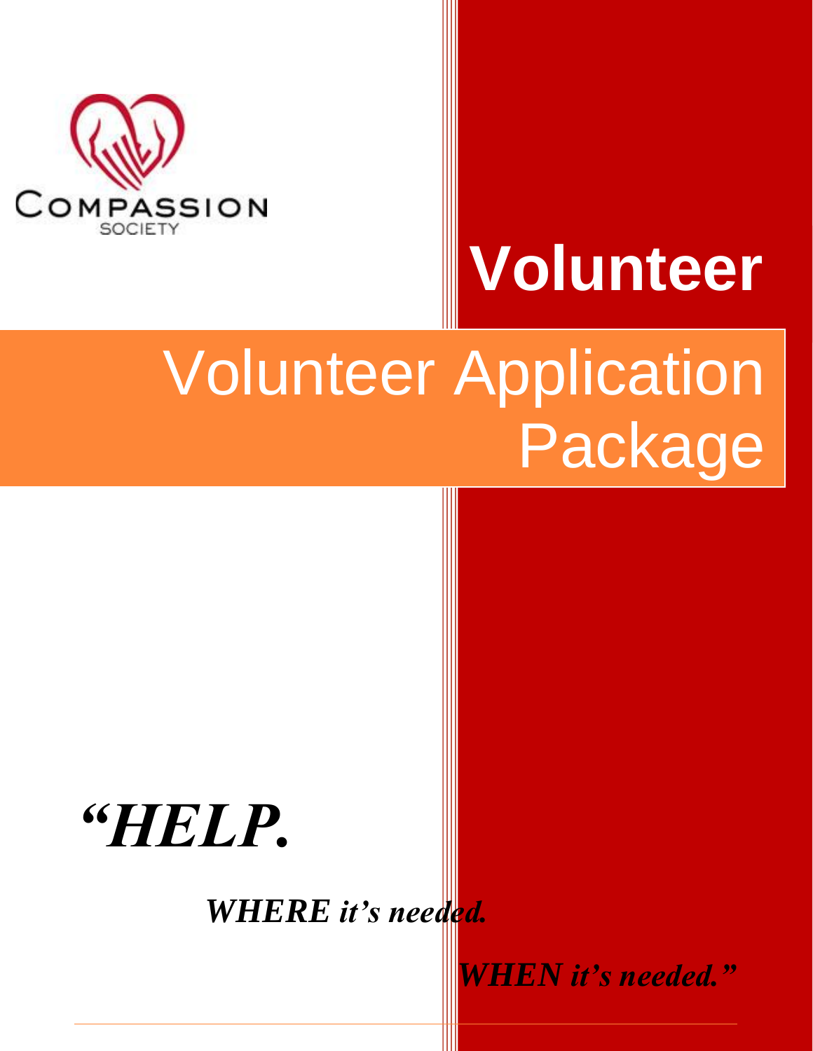COMPASSION SOCIETY

# Volunteer

# Volunteer Application Package

***"HELP.***

***WHERE it's needed.***

***WHEN it's needed."***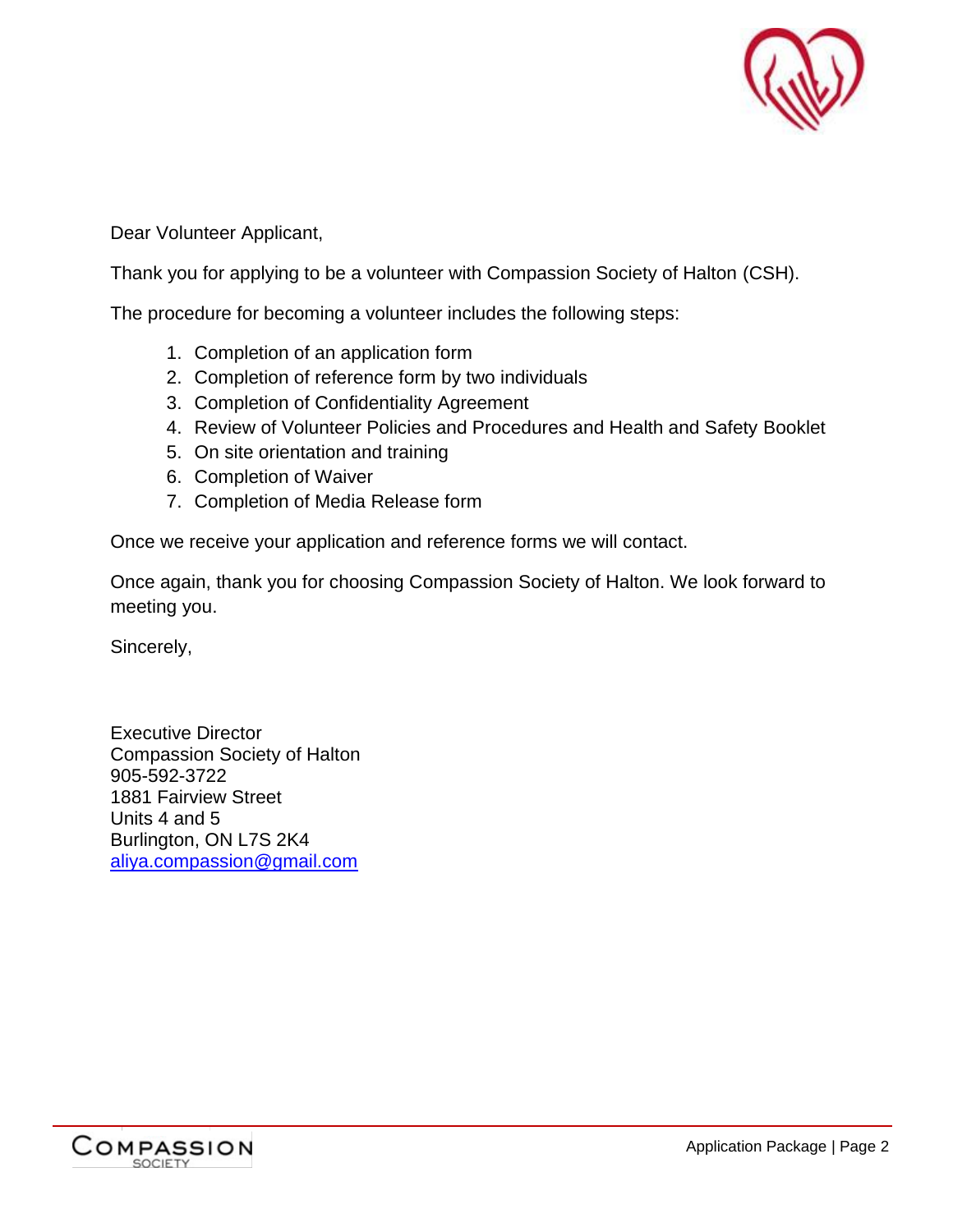Dear Volunteer Applicant,

Thank you for applying to be a volunteer with Compassion Society of Halton (CSH).

The procedure for becoming a volunteer includes the following steps:

1. Completion of an application form
2. Completion of reference form by two individuals
3. Completion of Confidentiality Agreement
4. Review of Volunteer Policies and Procedures and Health and Safety Booklet
5. On site orientation and training
6. Completion of Waiver
7. Completion of Media Release form

Once we receive your application and reference forms we will contact.

Once again, thank you for choosing Compassion Society of Halton. We look forward to meeting you.

Sincerely,

Executive Director
Compassion Society of Halton
905-592-3722
1881 Fairview Street
Units 4 and 5
Burlington, ON L7S 2K4
aliya.compassion@gmail.com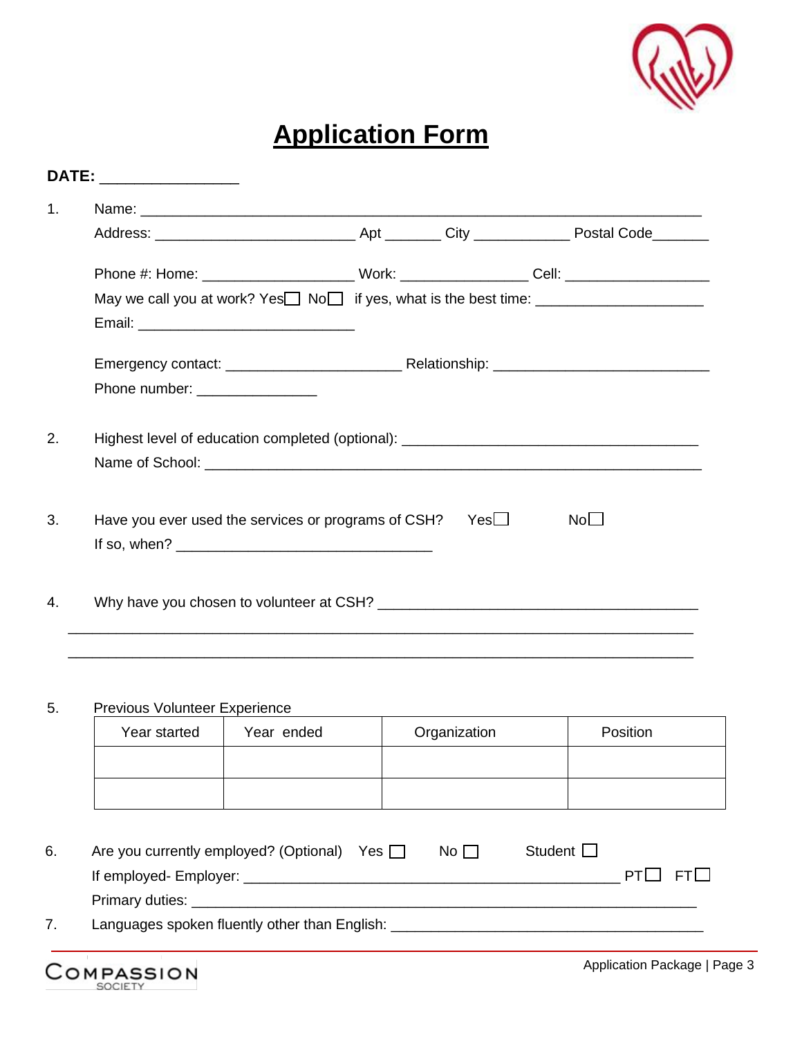# Application Form

**DATE:** ________________

1. Name: ________________________________________________________________

   Address: _______________________ Apt _______ City ___________ Postal Code_______

   Phone #: Home: __________________ Work: _______________ Cell: _________________

   May we call you at work? Yes☐ No☐ if yes, what is the best time: ____________________

   Email: __________________________

   Emergency contact: _____________________ Relationship: __________________________

   Phone number: ______________

2. Highest level of education completed (optional): ___________________________________

   Name of School: ______________________________________________________

3. Have you ever used the services or programs of CSH? Yes☐ No☐

   If so, when? ______________________________

4. Why have you chosen to volunteer at CSH? ____________________________________

   ________________________________________________________________________

   ________________________________________________________________________

5. Previous Volunteer Experience

| Year started | Year ended | Organization | Position |
|---|---|---|---|
| | | | |
| | | | |

6. Are you currently employed? (Optional) Yes ☐ No ☐ Student ☐

   If employed- Employer: ____________________________________________ PT☐ FT☐

   Primary duties: ___________________________________________________________

7. Languages spoken fluently other than English: ____________________________________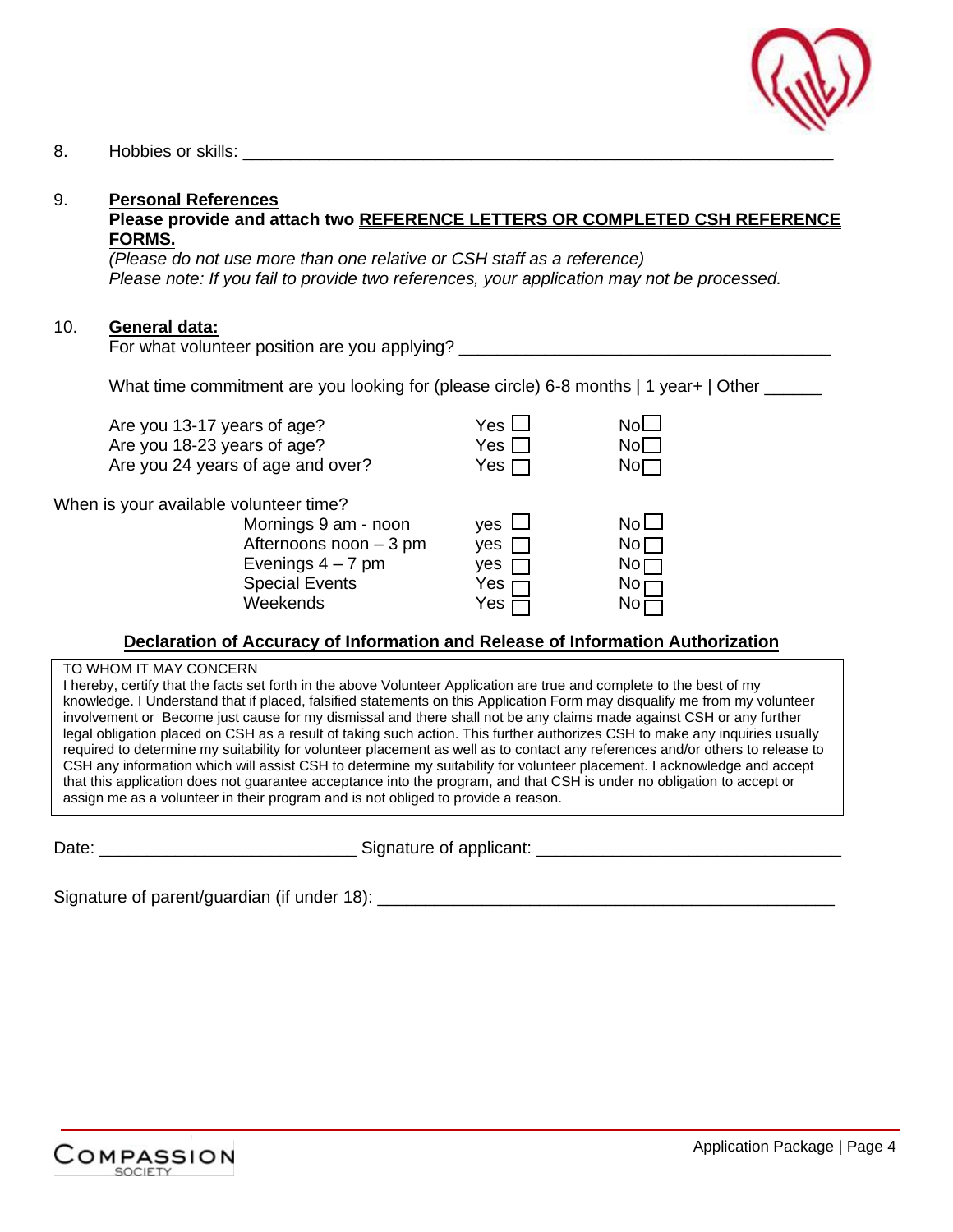8. Hobbies or skills: ____________________________________________________________

9. **Personal References**
   **Please provide and attach two <u>REFERENCE LETTERS OR COMPLETED CSH REFERENCE FORMS.</u>**
   *(Please do not use more than one relative or CSH staff as a reference)*
   *<u>Please note</u>: If you fail to provide two references, your application may not be processed.*

10. **General data:**
    For what volunteer position are you applying? ______________________________________

    What time commitment are you looking for (please circle) 6-8 months | 1 year+ | Other ______

| | | |
|---|---|---|
| Are you 13-17 years of age? | Yes ☐ | No☐ |
| Are you 18-23 years of age? | Yes ☐ | No☐ |
| Are you 24 years of age and over? | Yes ☐ | No☐ |

When is your available volunteer time?

| | | |
|---|---|---|
| Mornings 9 am - noon | yes ☐ | No ☐ |
| Afternoons noon – 3 pm | yes ☐ | No ☐ |
| Evenings 4 – 7 pm | yes ☐ | No ☐ |
| Special Events | Yes ☐ | No ☐ |
| Weekends | Yes ☐ | No ☐ |

## <u>Declaration of Accuracy of Information and Release of Information Authorization</u>

TO WHOM IT MAY CONCERN
I hereby, certify that the facts set forth in the above Volunteer Application are true and complete to the best of my knowledge. I Understand that if placed, falsified statements on this Application Form may disqualify me from my volunteer involvement or Become just cause for my dismissal and there shall not be any claims made against CSH or any further legal obligation placed on CSH as a result of taking such action. This further authorizes CSH to make any inquiries usually required to determine my suitability for volunteer placement as well as to contact any references and/or others to release to CSH any information which will assist CSH to determine my suitability for volunteer placement. I acknowledge and accept that this application does not guarantee acceptance into the program, and that CSH is under no obligation to accept or assign me as a volunteer in their program and is not obliged to provide a reason.

Date: __________________________ Signature of applicant: _______________________________

Signature of parent/guardian (if under 18): _______________________________________________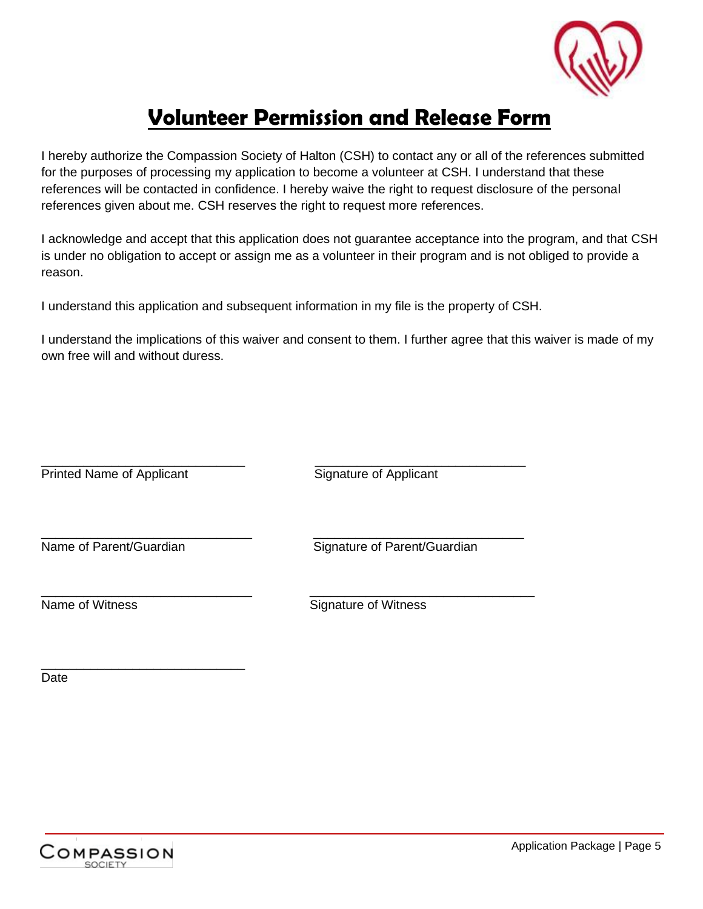# Volunteer Permission and Release Form

I hereby authorize the Compassion Society of Halton (CSH) to contact any or all of the references submitted for the purposes of processing my application to become a volunteer at CSH. I understand that these references will be contacted in confidence. I hereby waive the right to request disclosure of the personal references given about me. CSH reserves the right to request more references.

I acknowledge and accept that this application does not guarantee acceptance into the program, and that CSH is under no obligation to accept or assign me as a volunteer in their program and is not obliged to provide a reason.

I understand this application and subsequent information in my file is the property of CSH.

I understand the implications of this waiver and consent to them. I further agree that this waiver is made of my own free will and without duress.

\_\_\_\_\_\_\_\_\_\_\_\_\_\_\_\_\_\_\_\_\_\_\_\_\_\_\_\_ \_\_\_\_\_\_\_\_\_\_\_\_\_\_\_\_\_\_\_\_\_\_\_\_\_\_\_\_
Printed Name of Applicant Signature of Applicant

\_\_\_\_\_\_\_\_\_\_\_\_\_\_\_\_\_\_\_\_\_\_\_\_\_\_\_\_ \_\_\_\_\_\_\_\_\_\_\_\_\_\_\_\_\_\_\_\_\_\_\_\_\_\_\_\_
Name of Parent/Guardian Signature of Parent/Guardian

\_\_\_\_\_\_\_\_\_\_\_\_\_\_\_\_\_\_\_\_\_\_\_\_\_\_\_\_ \_\_\_\_\_\_\_\_\_\_\_\_\_\_\_\_\_\_\_\_\_\_\_\_\_\_\_\_
Name of Witness Signature of Witness

\_\_\_\_\_\_\_\_\_\_\_\_\_\_\_\_\_\_\_\_\_\_\_\_\_\_\_\_
Date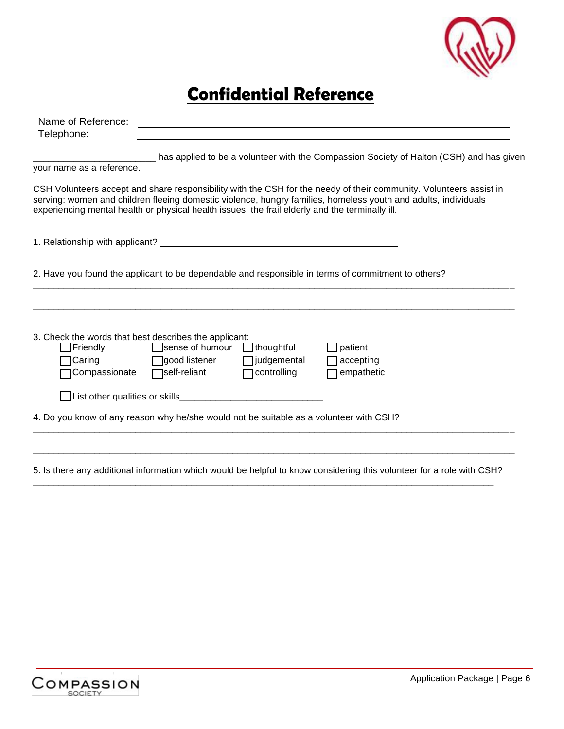# Confidential Reference

Name of Reference: ______________________________

Telephone: ______________________________

_______________________ has applied to be a volunteer with the Compassion Society of Halton (CSH) and has given your name as a reference.

CSH Volunteers accept and share responsibility with the CSH for the needy of their community. Volunteers assist in serving: women and children fleeing domestic violence, hungry families, homeless youth and adults, individuals experiencing mental health or physical health issues, the frail elderly and the terminally ill.

1. Relationship with applicant? ______________________________

2. Have you found the applicant to be dependable and responsible in terms of commitment to others?

_____________________________________________________________________________

_____________________________________________________________________________

3. Check the words that best describes the applicant:

- ☐ Friendly
- ☐ Caring
- ☐ Compassionate
- ☐ sense of humour
- ☐ good listener
- ☐ self-reliant
- ☐ thoughtful
- ☐ judgemental
- ☐ controlling
- ☐ patient
- ☐ accepting
- ☐ empathetic

☐ List other qualities or skills___________________________

4. Do you know of any reason why he/she would not be suitable as a volunteer with CSH?

_____________________________________________________________________________

_____________________________________________________________________________

5. Is there any additional information which would be helpful to know considering this volunteer for a role with CSH?

_____________________________________________________________________________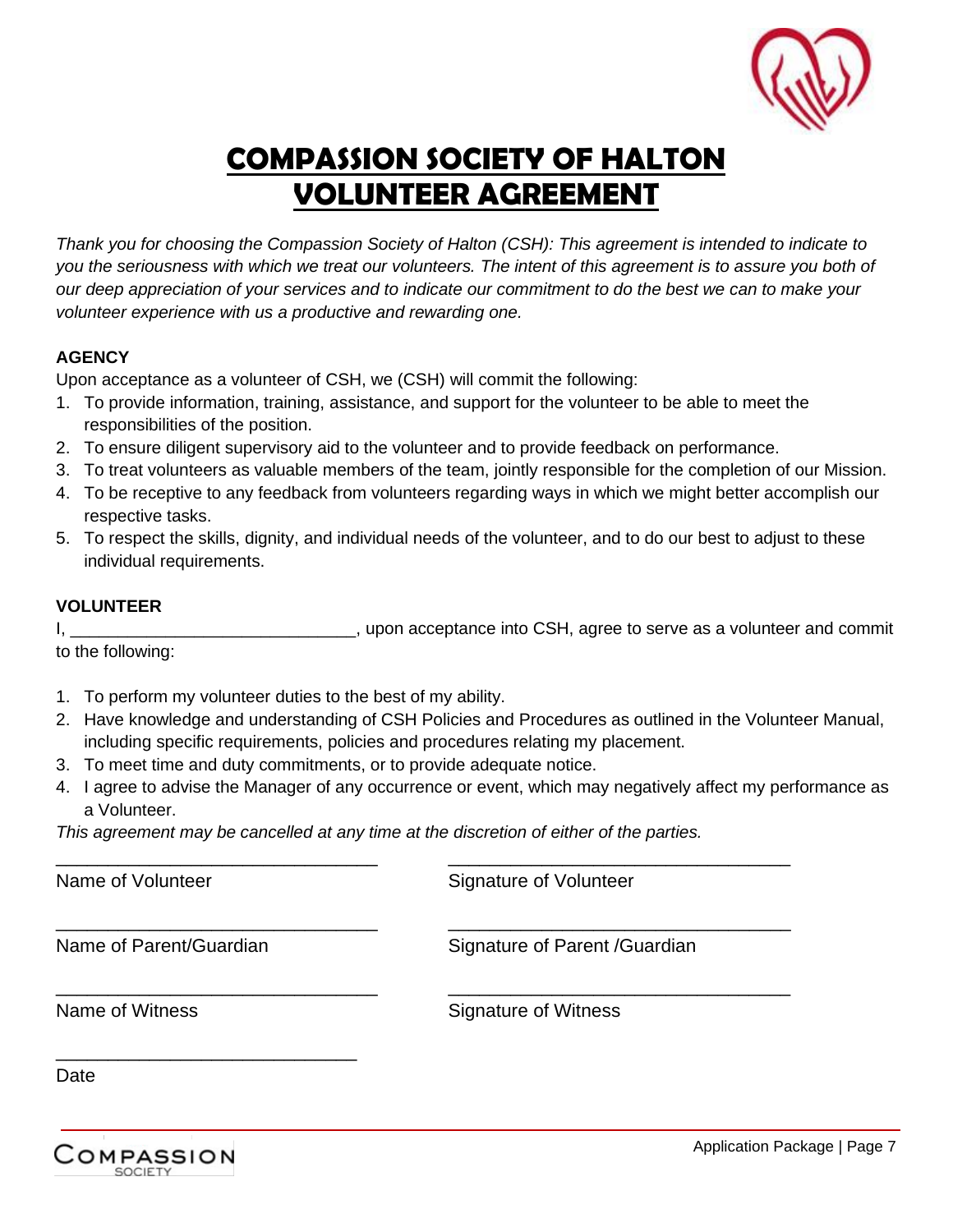# COMPASSION SOCIETY OF HALTON VOLUNTEER AGREEMENT

*Thank you for choosing the Compassion Society of Halton (CSH): This agreement is intended to indicate to you the seriousness with which we treat our volunteers. The intent of this agreement is to assure you both of our deep appreciation of your services and to indicate our commitment to do the best we can to make your volunteer experience with us a productive and rewarding one.*

**AGENCY**

Upon acceptance as a volunteer of CSH, we (CSH) will commit the following:

1. To provide information, training, assistance, and support for the volunteer to be able to meet the responsibilities of the position.
2. To ensure diligent supervisory aid to the volunteer and to provide feedback on performance.
3. To treat volunteers as valuable members of the team, jointly responsible for the completion of our Mission.
4. To be receptive to any feedback from volunteers regarding ways in which we might better accomplish our respective tasks.
5. To respect the skills, dignity, and individual needs of the volunteer, and to do our best to adjust to these individual requirements.

**VOLUNTEER**

I, ______________________________, upon acceptance into CSH, agree to serve as a volunteer and commit to the following:

1. To perform my volunteer duties to the best of my ability.
2. Have knowledge and understanding of CSH Policies and Procedures as outlined in the Volunteer Manual, including specific requirements, policies and procedures relating my placement.
3. To meet time and duty commitments, or to provide adequate notice.
4. I agree to advise the Manager of any occurrence or event, which may negatively affect my performance as a Volunteer.

*This agreement may be cancelled at any time at the discretion of either of the parties.*

| | |
|---|---|
| ________________________________ | ________________________________ |
| Name of Volunteer | Signature of Volunteer |
| ________________________________ | ________________________________ |
| Name of Parent/Guardian | Signature of Parent /Guardian |
| ________________________________ | ________________________________ |
| Name of Witness | Signature of Witness |

______________________________

Date